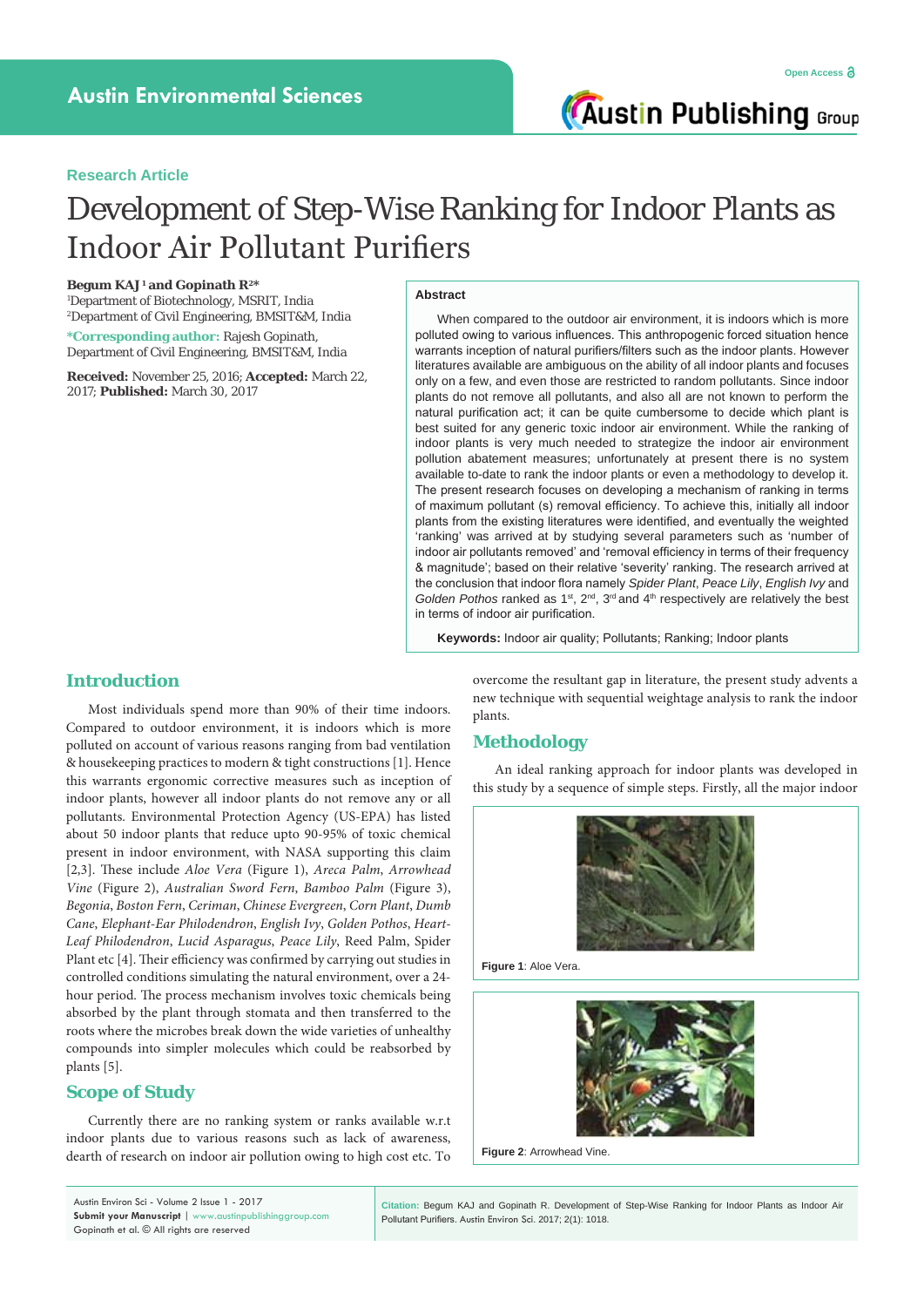Research Article

# Development of Step-Wise Ranking for Indoor Plants as Indoor Air Pollutant Purifiers

**Begum KAJ [1] and Gopinath R[2]***

[1]Department of Biotechnology, MSRIT, India
[2]Department of Civil Engineering, BMSIT&M, India

***Corresponding author:** Rajesh Gopinath, Department of Civil Engineering, BMSIT&M, India

**Received:** November 25, 2016; **Accepted:** March 22, 2017; **Published:** March 30, 2017

## Abstract

When compared to the outdoor air environment, it is indoors which is more polluted owing to various influences. This anthropogenic forced situation hence warrants inception of natural purifiers/filters such as the indoor plants. However literatures available are ambiguous on the ability of all indoor plants and focuses only on a few, and even those are restricted to random pollutants. Since indoor plants do not remove all pollutants, and also all are not known to perform the natural purification act; it can be quite cumbersome to decide which plant is best suited for any generic toxic indoor air environment. While the ranking of indoor plants is very much needed to strategize the indoor air environment pollution abatement measures; unfortunately at present there is no system available to-date to rank the indoor plants or even a methodology to develop it. The present research focuses on developing a mechanism of ranking in terms of maximum pollutant (s) removal efficiency. To achieve this, initially all indoor plants from the existing literatures were identified, and eventually the weighted 'ranking' was arrived at by studying several parameters such as 'number of indoor air pollutants removed' and 'removal efficiency in terms of their frequency & magnitude'; based on their relative 'severity' ranking. The research arrived at the conclusion that indoor flora namely *Spider Plant*, *Peace Lily*, *English Ivy* and *Golden Pothos* ranked as 1st, 2nd, 3rd and 4th respectively are relatively the best in terms of indoor air purification.

**Keywords:** Indoor air quality; Pollutants; Ranking; Indoor plants

## Introduction

Most individuals spend more than 90% of their time indoors. Compared to outdoor environment, it is indoors which is more polluted on account of various reasons ranging from bad ventilation & housekeeping practices to modern & tight constructions [1]. Hence this warrants ergonomic corrective measures such as inception of indoor plants, however all indoor plants do not remove any or all pollutants. Environmental Protection Agency (US-EPA) has listed about 50 indoor plants that reduce upto 90-95% of toxic chemical present in indoor environment, with NASA supporting this claim [2,3]. These include *Aloe Vera* (Figure 1), *Areca Palm*, *Arrowhead Vine* (Figure 2), *Australian Sword Fern*, *Bamboo Palm* (Figure 3), *Begonia*, *Boston Fern*, *Ceriman*, *Chinese Evergreen*, *Corn Plant*, *Dumb Cane*, *Elephant-Ear Philodendron*, *English Ivy*, *Golden Pothos*, *Heart-Leaf Philodendron*, *Lucid Asparagus*, *Peace Lily*, Reed Palm, Spider Plant etc [4]. Their efficiency was confirmed by carrying out studies in controlled conditions simulating the natural environment, over a 24-hour period. The process mechanism involves toxic chemicals being absorbed by the plant through stomata and then transferred to the roots where the microbes break down the wide varieties of unhealthy compounds into simpler molecules which could be reabsorbed by plants [5].

## Scope of Study

Currently there are no ranking system or ranks available w.r.t indoor plants due to various reasons such as lack of awareness, dearth of research on indoor air pollution owing to high cost etc. To overcome the resultant gap in literature, the present study advents a new technique with sequential weightage analysis to rank the indoor plants.

## Methodology

An ideal ranking approach for indoor plants was developed in this study by a sequence of simple steps. Firstly, all the major indoor

**Figure 1**: Aloe Vera.

**Figure 2**: Arrowhead Vine.

**Citation:** Begum KAJ and Gopinath R. Development of Step-Wise Ranking for Indoor Plants as Indoor Air Pollutant Purifiers. Austin Environ Sci. 2017; 2(1): 1018.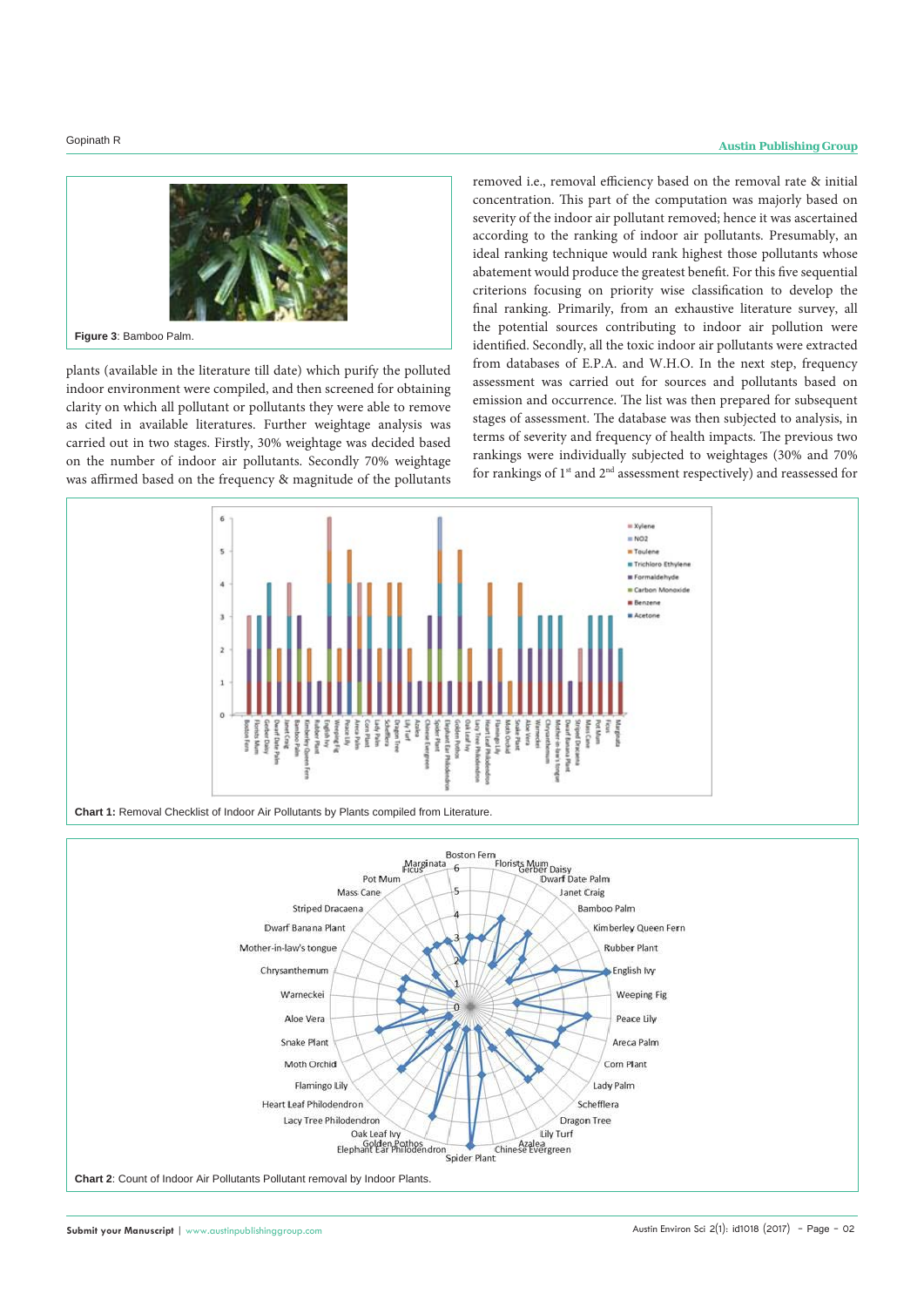Figure 3: Bamboo Palm.

plants (available in the literature till date) which purify the polluted indoor environment were compiled, and then screened for obtaining clarity on which all pollutant or pollutants they were able to remove as cited in available literatures. Further weightage analysis was carried out in two stages. Firstly, 30% weightage was decided based on the number of indoor air pollutants. Secondly 70% weightage was affirmed based on the frequency & magnitude of the pollutants removed i.e., removal efficiency based on the removal rate & initial concentration. This part of the computation was majorly based on severity of the indoor air pollutant removed; hence it was ascertained according to the ranking of indoor air pollutants. Presumably, an ideal ranking technique would rank highest those pollutants whose abatement would produce the greatest benefit. For this five sequential criterions focusing on priority wise classification to develop the final ranking. Primarily, from an exhaustive literature survey, all the potential sources contributing to indoor air pollution were identified. Secondly, all the toxic indoor air pollutants were extracted from databases of E.P.A. and W.H.O. In the next step, frequency assessment was carried out for sources and pollutants based on emission and occurrence. The list was then prepared for subsequent stages of assessment. The database was then subjected to analysis, in terms of severity and frequency of health impacts. The previous two rankings were individually subjected to weightages (30% and 70% for rankings of 1st and 2nd assessment respectively) and reassessed for

Chart 1: Removal Checklist of Indoor Air Pollutants by Plants compiled from Literature.

Chart 2: Count of Indoor Air Pollutants Pollutant removal by Indoor Plants.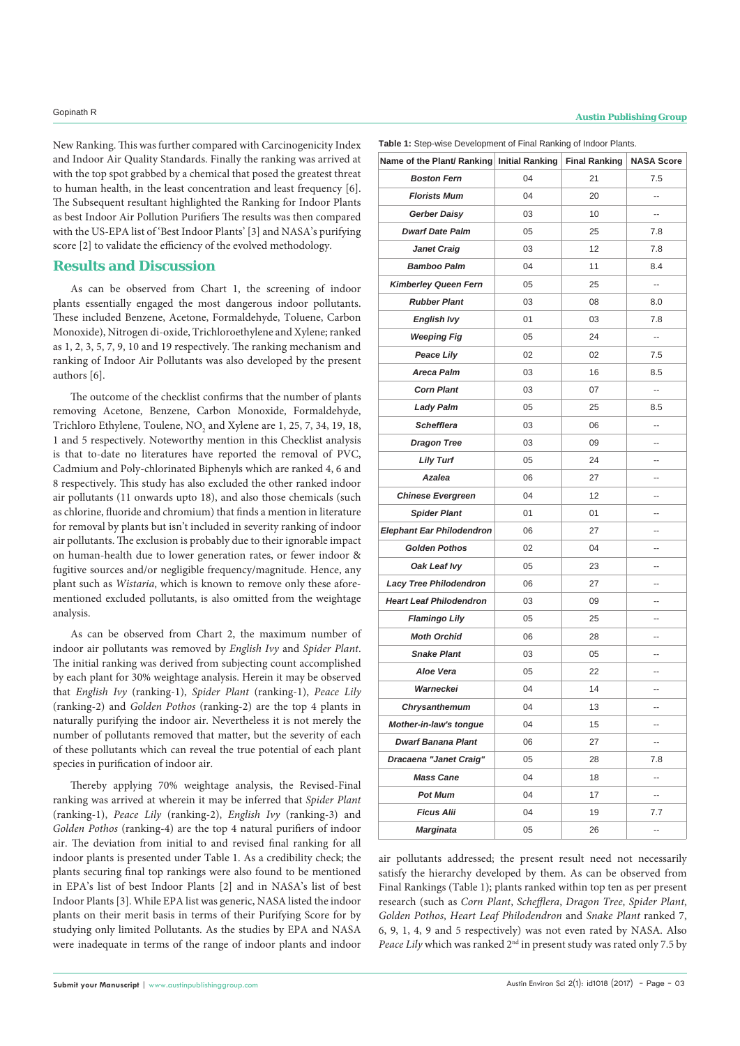New Ranking. This was further compared with Carcinogenicity Index and Indoor Air Quality Standards. Finally the ranking was arrived at with the top spot grabbed by a chemical that posed the greatest threat to human health, in the least concentration and least frequency [6]. The Subsequent resultant highlighted the Ranking for Indoor Plants as best Indoor Air Pollution Purifiers The results was then compared with the US-EPA list of 'Best Indoor Plants' [3] and NASA's purifying score [2] to validate the efficiency of the evolved methodology.

## Results and Discussion

As can be observed from Chart 1, the screening of indoor plants essentially engaged the most dangerous indoor pollutants. These included Benzene, Acetone, Formaldehyde, Toluene, Carbon Monoxide), Nitrogen di-oxide, Trichloroethylene and Xylene; ranked as 1, 2, 3, 5, 7, 9, 10 and 19 respectively. The ranking mechanism and ranking of Indoor Air Pollutants was also developed by the present authors [6].

The outcome of the checklist confirms that the number of plants removing Acetone, Benzene, Carbon Monoxide, Formaldehyde, Trichloro Ethylene, Toulene, $NO_2$ and Xylene are 1, 25, 7, 34, 19, 18, 1 and 5 respectively. Noteworthy mention in this Checklist analysis is that to-date no literatures have reported the removal of PVC, Cadmium and Poly-chlorinated Biphenyls which are ranked 4, 6 and 8 respectively. This study has also excluded the other ranked indoor air pollutants (11 onwards upto 18), and also those chemicals (such as chlorine, fluoride and chromium) that finds a mention in literature for removal by plants but isn't included in severity ranking of indoor air pollutants. The exclusion is probably due to their ignorable impact on human-health due to lower generation rates, or fewer indoor & fugitive sources and/or negligible frequency/magnitude. Hence, any plant such as *Wistaria*, which is known to remove only these afore-mentioned excluded pollutants, is also omitted from the weightage analysis.

As can be observed from Chart 2, the maximum number of indoor air pollutants was removed by *English Ivy* and *Spider Plant*. The initial ranking was derived from subjecting count accomplished by each plant for 30% weightage analysis. Herein it may be observed that *English Ivy* (ranking-1), *Spider Plant* (ranking-1), *Peace Lily* (ranking-2) and *Golden Pothos* (ranking-2) are the top 4 plants in naturally purifying the indoor air. Nevertheless it is not merely the number of pollutants removed that matter, but the severity of each of these pollutants which can reveal the true potential of each plant species in purification of indoor air.

Thereby applying 70% weightage analysis, the Revised-Final ranking was arrived at wherein it may be inferred that *Spider Plant* (ranking-1), *Peace Lily* (ranking-2), *English Ivy* (ranking-3) and *Golden Pothos* (ranking-4) are the top 4 natural purifiers of indoor air. The deviation from initial to and revised final ranking for all indoor plants is presented under Table 1. As a credibility check; the plants securing final top rankings were also found to be mentioned in EPA's list of best Indoor Plants [2] and in NASA's list of best Indoor Plants [3]. While EPA list was generic, NASA listed the indoor plants on their merit basis in terms of their Purifying Score for by studying only limited Pollutants. As the studies by EPA and NASA were inadequate in terms of the range of indoor plants and indoor air pollutants addressed; the present result need not necessarily satisfy the hierarchy developed by them. As can be observed from Final Rankings (Table 1); plants ranked within top ten as per present research (such as *Corn Plant*, *Schefflera*, *Dragon Tree*, *Spider Plant*, *Golden Pothos*, *Heart Leaf Philodendron* and *Snake Plant* ranked 7, 6, 9, 1, 4, 9 and 5 respectively) was not even rated by NASA. Also *Peace Lily* which was ranked 2nd in present study was rated only 7.5 by

**Table 1:** Step-wise Development of Final Ranking of Indoor Plants.

| Name of the Plant/ Ranking | Initial Ranking | Final Ranking | NASA Score |
|---|---|---|---|
| Boston Fern | 04 | 21 | 7.5 |
| Florists Mum | 04 | 20 | -- |
| Gerber Daisy | 03 | 10 | -- |
| Dwarf Date Palm | 05 | 25 | 7.8 |
| Janet Craig | 03 | 12 | 7.8 |
| Bamboo Palm | 04 | 11 | 8.4 |
| Kimberley Queen Fern | 05 | 25 | -- |
| Rubber Plant | 03 | 08 | 8.0 |
| English Ivy | 01 | 03 | 7.8 |
| Weeping Fig | 05 | 24 | -- |
| Peace Lily | 02 | 02 | 7.5 |
| Areca Palm | 03 | 16 | 8.5 |
| Corn Plant | 03 | 07 | -- |
| Lady Palm | 05 | 25 | 8.5 |
| Schefflera | 03 | 06 | -- |
| Dragon Tree | 03 | 09 | -- |
| Lily Turf | 05 | 24 | -- |
| Azalea | 06 | 27 | -- |
| Chinese Evergreen | 04 | 12 | -- |
| Spider Plant | 01 | 01 | -- |
| Elephant Ear Philodendron | 06 | 27 | -- |
| Golden Pothos | 02 | 04 | -- |
| Oak Leaf Ivy | 05 | 23 | -- |
| Lacy Tree Philodendron | 06 | 27 | -- |
| Heart Leaf Philodendron | 03 | 09 | -- |
| Flamingo Lily | 05 | 25 | -- |
| Moth Orchid | 06 | 28 | -- |
| Snake Plant | 03 | 05 | -- |
| Aloe Vera | 05 | 22 | -- |
| Warneckei | 04 | 14 | -- |
| Chrysanthemum | 04 | 13 | -- |
| Mother-in-law's tongue | 04 | 15 | -- |
| Dwarf Banana Plant | 06 | 27 | -- |
| Dracaena "Janet Craig" | 05 | 28 | 7.8 |
| Mass Cane | 04 | 18 | -- |
| Pot Mum | 04 | 17 | -- |
| Ficus Alii | 04 | 19 | 7.7 |
| Marginata | 05 | 26 | -- |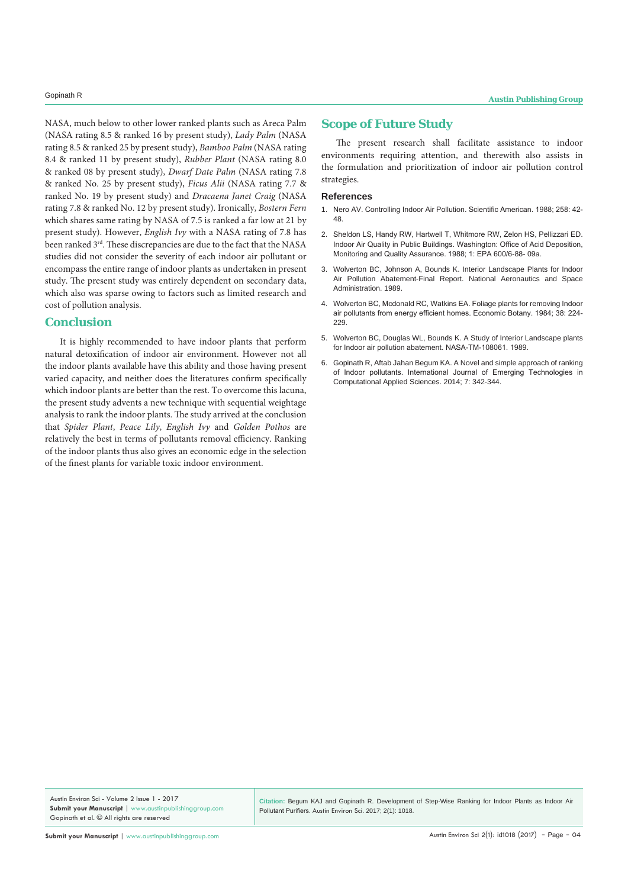NASA, much below to other lower ranked plants such as Areca Palm (NASA rating 8.5 & ranked 16 by present study), *Lady Palm* (NASA rating 8.5 & ranked 25 by present study), *Bamboo Palm* (NASA rating 8.4 & ranked 11 by present study), *Rubber Plant* (NASA rating 8.0 & ranked 08 by present study), *Dwarf Date Palm* (NASA rating 7.8 & ranked No. 25 by present study), *Ficus Alii* (NASA rating 7.7 & ranked No. 19 by present study) and *Dracaena Janet Craig* (NASA rating 7.8 & ranked No. 12 by present study). Ironically, *Bostern Fern* which shares same rating by NASA of 7.5 is ranked a far low at 21 by present study). However, *English Ivy* with a NASA rating of 7.8 has been ranked 3rd. These discrepancies are due to the fact that the NASA studies did not consider the severity of each indoor air pollutant or encompass the entire range of indoor plants as undertaken in present study. The present study was entirely dependent on secondary data, which also was sparse owing to factors such as limited research and cost of pollution analysis.

## Conclusion

It is highly recommended to have indoor plants that perform natural detoxification of indoor air environment. However not all the indoor plants available have this ability and those having present varied capacity, and neither does the literatures confirm specifically which indoor plants are better than the rest. To overcome this lacuna, the present study advents a new technique with sequential weightage analysis to rank the indoor plants. The study arrived at the conclusion that *Spider Plant*, *Peace Lily*, *English Ivy* and *Golden Pothos* are relatively the best in terms of pollutants removal efficiency. Ranking of the indoor plants thus also gives an economic edge in the selection of the finest plants for variable toxic indoor environment.

## Scope of Future Study

The present research shall facilitate assistance to indoor environments requiring attention, and therewith also assists in the formulation and prioritization of indoor air pollution control strategies.

### References

1. Nero AV. Controlling Indoor Air Pollution. Scientific American. 1988; 258: 42-48.
2. Sheldon LS, Handy RW, Hartwell T, Whitmore RW, Zelon HS, Pellizzari ED. Indoor Air Quality in Public Buildings. Washington: Office of Acid Deposition, Monitoring and Quality Assurance. 1988; 1: EPA 600/6-88- 09a.
3. Wolverton BC, Johnson A, Bounds K. Interior Landscape Plants for Indoor Air Pollution Abatement-Final Report. National Aeronautics and Space Administration. 1989.
4. Wolverton BC, Mcdonald RC, Watkins EA. Foliage plants for removing Indoor air pollutants from energy efficient homes. Economic Botany. 1984; 38: 224-229.
5. Wolverton BC, Douglas WL, Bounds K. A Study of Interior Landscape plants for Indoor air pollution abatement. NASA-TM-108061. 1989.
6. Gopinath R, Aftab Jahan Begum KA. A Novel and simple approach of ranking of Indoor pollutants. International Journal of Emerging Technologies in Computational Applied Sciences. 2014; 7: 342-344.

**Citation:** Begum KAJ and Gopinath R. Development of Step-Wise Ranking for Indoor Plants as Indoor Air Pollutant Purifiers. Austin Environ Sci. 2017; 2(1): 1018.